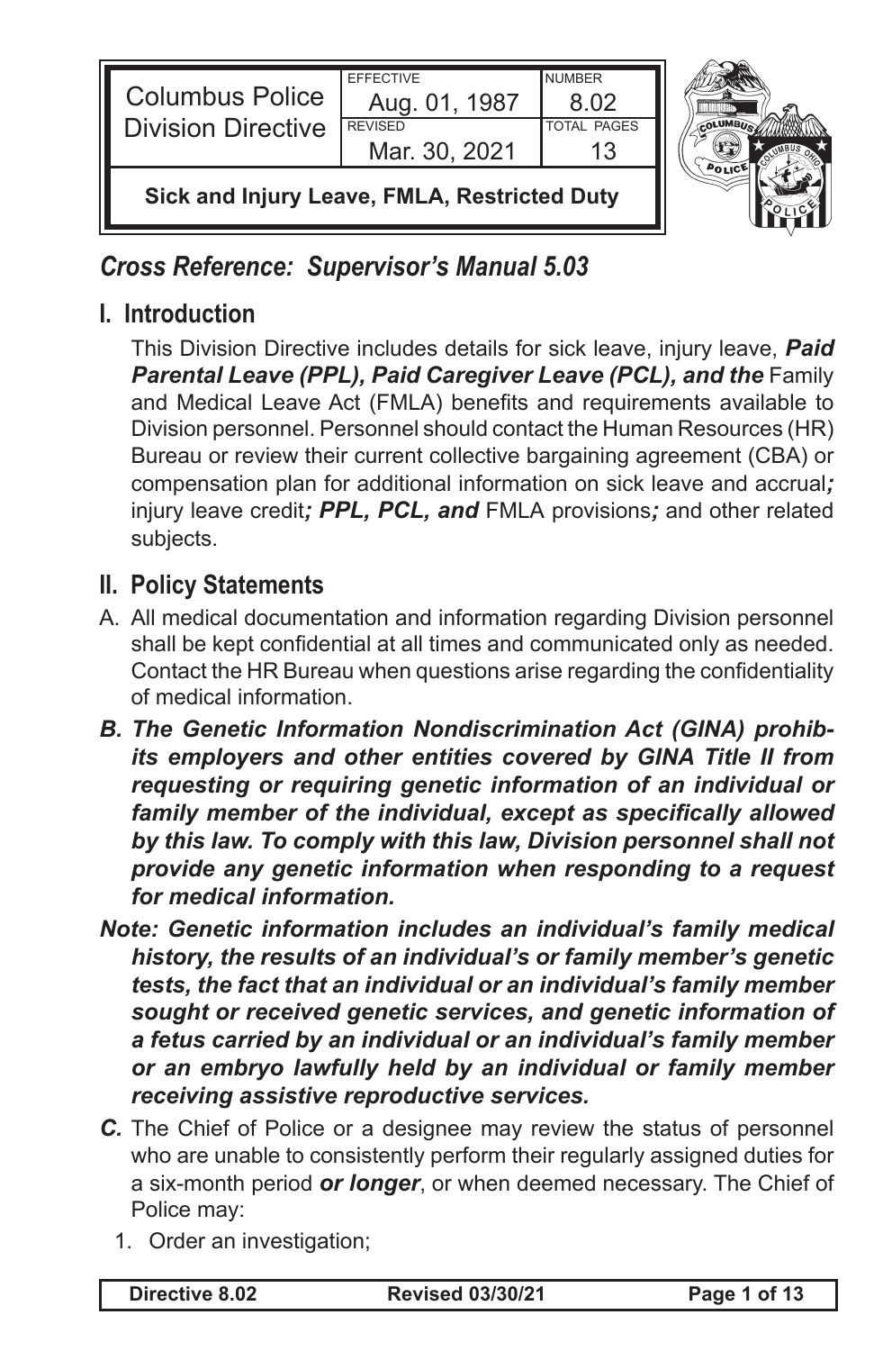| Columbus Police Division Directive | EFFECTIVE Aug. 01, 1987 | NUMBER 8.02 |
| --- | --- | --- |
| | REVISED Mar. 30, 2021 | TOTAL PAGES 13 |
| **Sick and Injury Leave, FMLA, Restricted Duty** | | |

## *Cross Reference: Supervisor's Manual 5.03*

## I. Introduction

This Division Directive includes details for sick leave, injury leave, ***Paid Parental Leave (PPL), Paid Caregiver Leave (PCL), and the*** Family and Medical Leave Act (FMLA) benefits and requirements available to Division personnel. Personnel should contact the Human Resources (HR) Bureau or review their current collective bargaining agreement (CBA) or compensation plan for additional information on sick leave and accrual***;*** injury leave credit***; PPL, PCL, and*** FMLA provisions***;*** and other related subjects.

## II. Policy Statements

A. All medical documentation and information regarding Division personnel shall be kept confidential at all times and communicated only as needed. Contact the HR Bureau when questions arise regarding the confidentiality of medical information.

***B. The Genetic Information Nondiscrimination Act (GINA) prohibits employers and other entities covered by GINA Title II from requesting or requiring genetic information of an individual or family member of the individual, except as specifically allowed by this law. To comply with this law, Division personnel shall not provide any genetic information when responding to a request for medical information.***

***Note: Genetic information includes an individual's family medical history, the results of an individual's or family member's genetic tests, the fact that an individual or an individual's family member sought or received genetic services, and genetic information of a fetus carried by an individual or an individual's family member or an embryo lawfully held by an individual or family member receiving assistive reproductive services.***

***C.*** The Chief of Police or a designee may review the status of personnel who are unable to consistently perform their regularly assigned duties for a six-month period ***or longer***, or when deemed necessary. The Chief of Police may:

1. Order an investigation;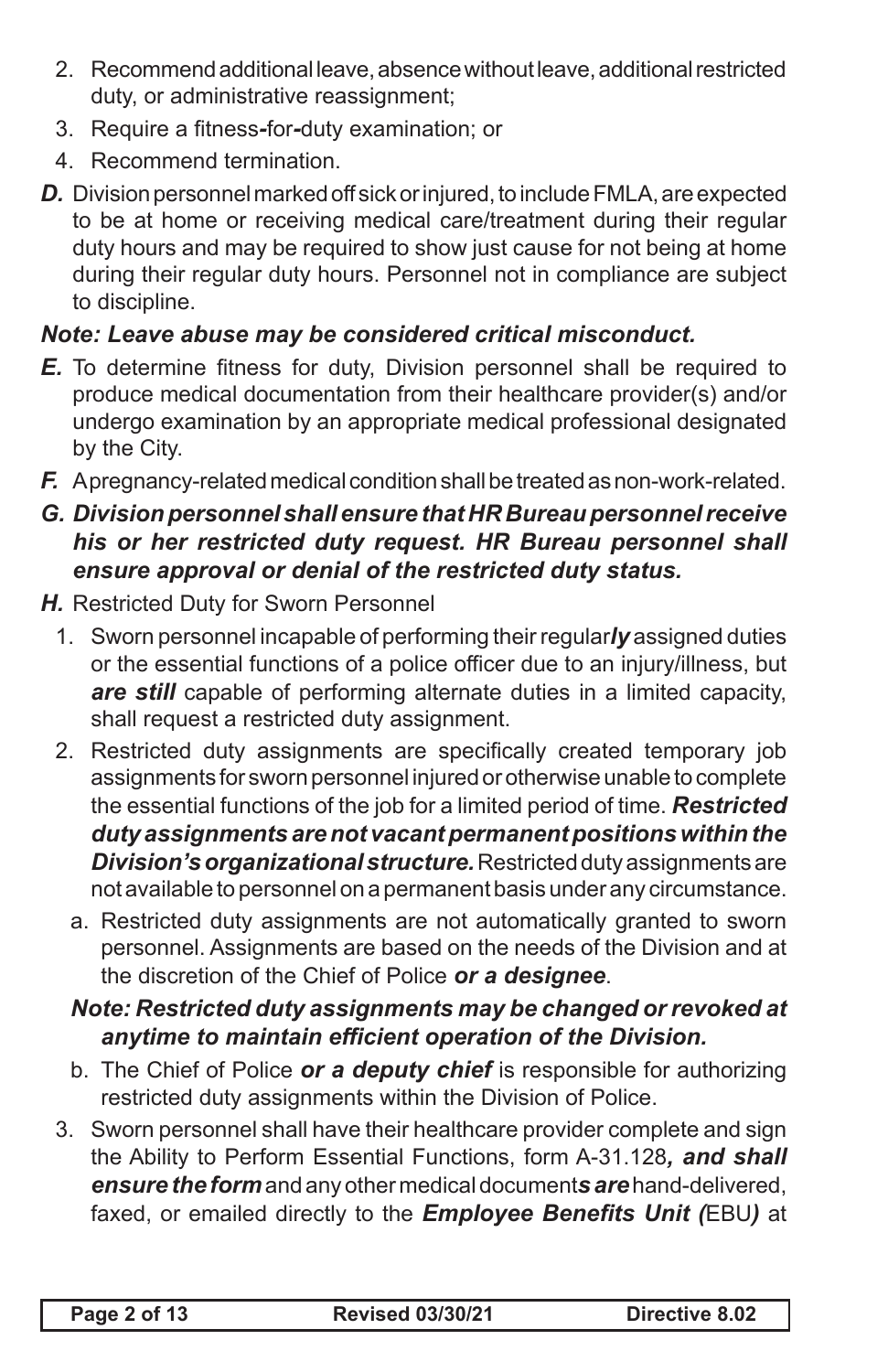2. Recommend additional leave, absence without leave, additional restricted duty, or administrative reassignment;
3. Require a fitness**-**for**-**duty examination; or
4. Recommend termination.

***D.*** Division personnel marked off sick or injured, to include FMLA, are expected to be at home or receiving medical care/treatment during their regular duty hours and may be required to show just cause for not being at home during their regular duty hours. Personnel not in compliance are subject to discipline.

***Note: Leave abuse may be considered critical misconduct.***

***E.*** To determine fitness for duty, Division personnel shall be required to produce medical documentation from their healthcare provider(s) and/or undergo examination by an appropriate medical professional designated by the City.

***F.*** A pregnancy-related medical condition shall be treated as non-work-related.

***G. Division personnel shall ensure that HR Bureau personnel receive his or her restricted duty request. HR Bureau personnel shall ensure approval or denial of the restricted duty status.***

***H.*** Restricted Duty for Sworn Personnel

1. Sworn personnel incapable of performing their regular***ly*** assigned duties or the essential functions of a police officer due to an injury/illness, but ***are still*** capable of performing alternate duties in a limited capacity, shall request a restricted duty assignment.
2. Restricted duty assignments are specifically created temporary job assignments for sworn personnel injured or otherwise unable to complete the essential functions of the job for a limited period of time. ***Restricted duty assignments are not vacant permanent positions within the Division's organizational structure.*** Restricted duty assignments are not available to personnel on a permanent basis under any circumstance.
   a. Restricted duty assignments are not automatically granted to sworn personnel. Assignments are based on the needs of the Division and at the discretion of the Chief of Police ***or a designee***.

   ***Note: Restricted duty assignments may be changed or revoked at anytime to maintain efficient operation of the Division.***

   b. The Chief of Police ***or a deputy chief*** is responsible for authorizing restricted duty assignments within the Division of Police.
3. Sworn personnel shall have their healthcare provider complete and sign the Ability to Perform Essential Functions, form A-31.128***, and shall ensure the form*** and any other medical document***s are*** hand-delivered, faxed, or emailed directly to the ***Employee Benefits Unit (***EBU***)*** at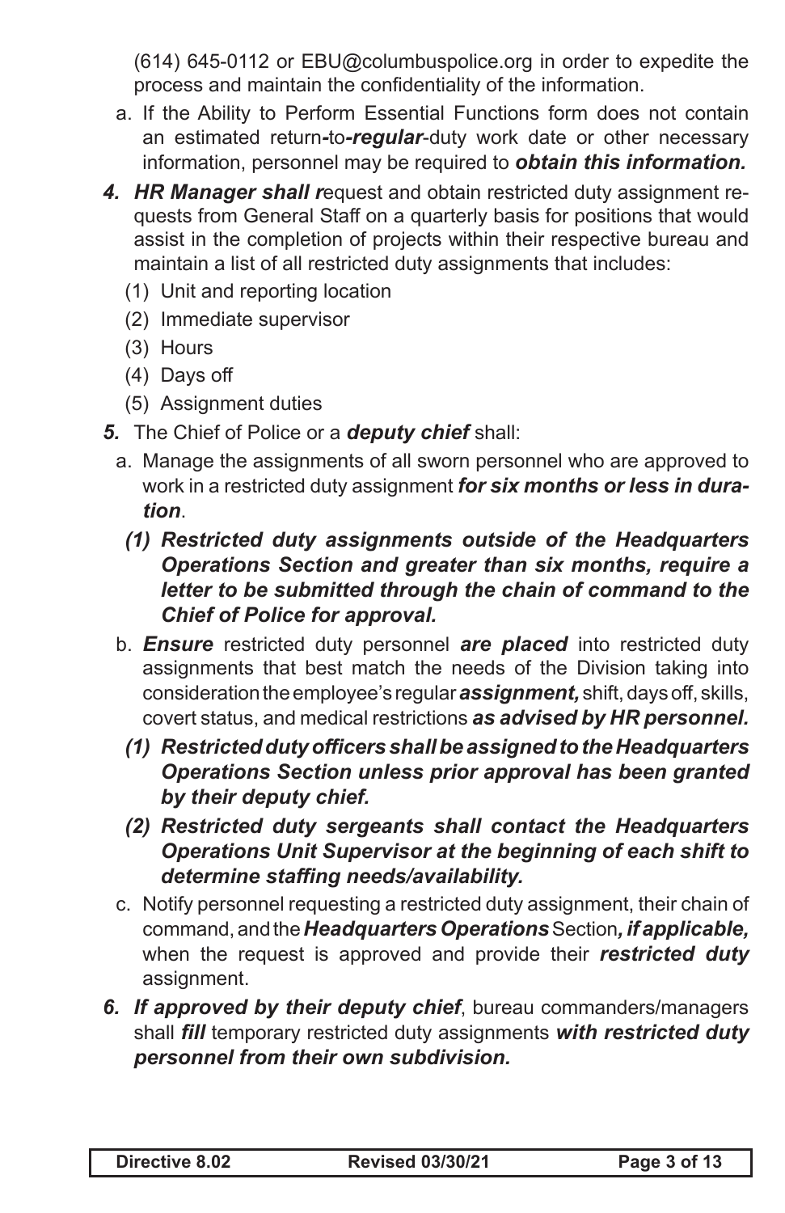(614) 645-0112 or EBU@columbuspolice.org in order to expedite the process and maintain the confidentiality of the information.

a. If the Ability to Perform Essential Functions form does not contain an estimated return-to-***regular***-duty work date or other necessary information, personnel may be required to ***obtain this information.***

***4. HR Manager shall r***equest and obtain restricted duty assignment requests from General Staff on a quarterly basis for positions that would assist in the completion of projects within their respective bureau and maintain a list of all restricted duty assignments that includes:

(1) Unit and reporting location

(2) Immediate supervisor

(3) Hours

(4) Days off

(5) Assignment duties

***5.*** The Chief of Police or a ***deputy chief*** shall:

a. Manage the assignments of all sworn personnel who are approved to work in a restricted duty assignment ***for six months or less in duration***.

***(1) Restricted duty assignments outside of the Headquarters Operations Section and greater than six months, require a letter to be submitted through the chain of command to the Chief of Police for approval.***

b. ***Ensure*** restricted duty personnel ***are placed*** into restricted duty assignments that best match the needs of the Division taking into consideration the employee's regular ***assignment,*** shift, days off, skills, covert status, and medical restrictions ***as advised by HR personnel.***

***(1) Restricted duty officers shall be assigned to the Headquarters Operations Section unless prior approval has been granted by their deputy chief.***

***(2) Restricted duty sergeants shall contact the Headquarters Operations Unit Supervisor at the beginning of each shift to determine staffing needs/availability.***

c. Notify personnel requesting a restricted duty assignment, their chain of command, and the ***Headquarters Operations*** Section***, if applicable,*** when the request is approved and provide their ***restricted duty*** assignment.

***6. If approved by their deputy chief***, bureau commanders/managers shall ***fill*** temporary restricted duty assignments ***with restricted duty personnel from their own subdivision.***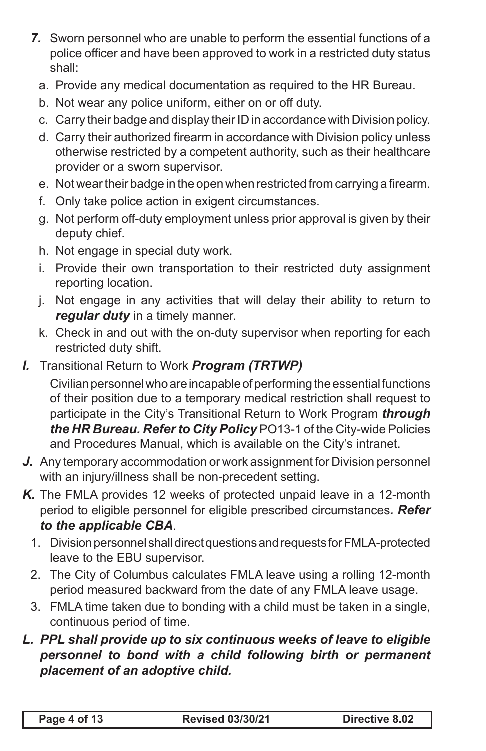***7.*** Sworn personnel who are unable to perform the essential functions of a police officer and have been approved to work in a restricted duty status shall:

a. Provide any medical documentation as required to the HR Bureau.

b. Not wear any police uniform, either on or off duty.

c. Carry their badge and display their ID in accordance with Division policy.

d. Carry their authorized firearm in accordance with Division policy unless otherwise restricted by a competent authority, such as their healthcare provider or a sworn supervisor.

e. Not wear their badge in the open when restricted from carrying a firearm.

f. Only take police action in exigent circumstances.

g. Not perform off-duty employment unless prior approval is given by their deputy chief.

h. Not engage in special duty work.

i. Provide their own transportation to their restricted duty assignment reporting location.

j. Not engage in any activities that will delay their ability to return to ***regular duty*** in a timely manner.

k. Check in and out with the on-duty supervisor when reporting for each restricted duty shift.

***I.*** Transitional Return to Work ***Program (TRTWP)***

Civilian personnel who are incapable of performing the essential functions of their position due to a temporary medical restriction shall request to participate in the City's Transitional Return to Work Program ***through the HR Bureau. Refer to City Policy*** PO13-1 of the City-wide Policies and Procedures Manual, which is available on the City's intranet.

***J.*** Any temporary accommodation or work assignment for Division personnel with an injury/illness shall be non-precedent setting.

***K.*** The FMLA provides 12 weeks of protected unpaid leave in a 12-month period to eligible personnel for eligible prescribed circumstances***. Refer to the applicable CBA***.

1. Division personnel shall direct questions and requests for FMLA-protected leave to the EBU supervisor.
2. The City of Columbus calculates FMLA leave using a rolling 12-month period measured backward from the date of any FMLA leave usage.
3. FMLA time taken due to bonding with a child must be taken in a single, continuous period of time.

***L. PPL shall provide up to six continuous weeks of leave to eligible personnel to bond with a child following birth or permanent placement of an adoptive child.***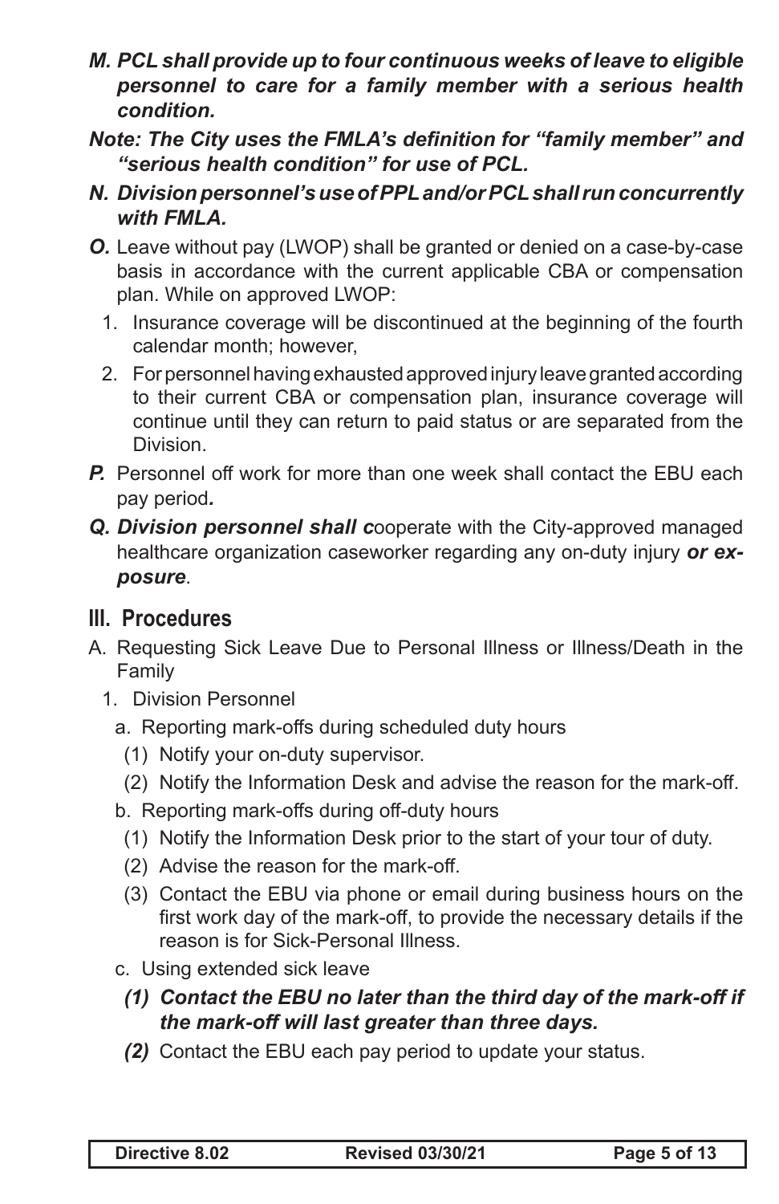***M. PCL shall provide up to four continuous weeks of leave to eligible personnel to care for a family member with a serious health condition.***

***Note: The City uses the FMLA's definition for "family member" and "serious health condition" for use of PCL.***

***N. Division personnel's use of PPL and/or PCL shall run concurrently with FMLA.***

***O.*** Leave without pay (LWOP) shall be granted or denied on a case-by-case basis in accordance with the current applicable CBA or compensation plan. While on approved LWOP:

1. Insurance coverage will be discontinued at the beginning of the fourth calendar month; however,
2. For personnel having exhausted approved injury leave granted according to their current CBA or compensation plan, insurance coverage will continue until they can return to paid status or are separated from the Division.

***P.*** Personnel off work for more than one week shall contact the EBU each pay period***.***

***Q. Division personnel shall c***ooperate with the City-approved managed healthcare organization caseworker regarding any on-duty injury ***or exposure***.

## III. Procedures

A. Requesting Sick Leave Due to Personal Illness or Illness/Death in the Family

1. Division Personnel
   - a. Reporting mark-offs during scheduled duty hours
     - (1) Notify your on-duty supervisor.
     - (2) Notify the Information Desk and advise the reason for the mark-off.
   - b. Reporting mark-offs during off-duty hours
     - (1) Notify the Information Desk prior to the start of your tour of duty.
     - (2) Advise the reason for the mark-off.
     - (3) Contact the EBU via phone or email during business hours on the first work day of the mark-off, to provide the necessary details if the reason is for Sick-Personal Illness.
   - c. Using extended sick leave
     - ***(1) Contact the EBU no later than the third day of the mark-off if the mark-off will last greater than three days.***
     - ***(2)*** Contact the EBU each pay period to update your status.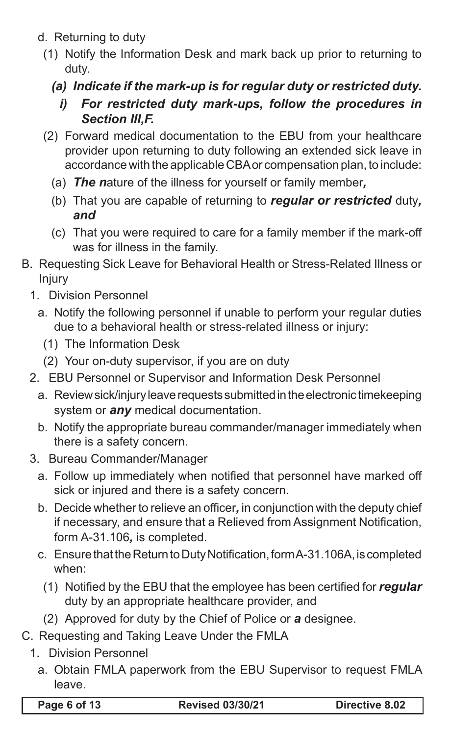d. Returning to duty

(1) Notify the Information Desk and mark back up prior to returning to duty.

***(a) Indicate if the mark-up is for regular duty or restricted duty.***

***i) For restricted duty mark-ups, follow the procedures in Section III,F.***

(2) Forward medical documentation to the EBU from your healthcare provider upon returning to duty following an extended sick leave in accordance with the applicable CBA or compensation plan, to include:

(a) ***The n***ature of the illness for yourself or family member***,***

(b) That you are capable of returning to ***regular or restricted*** duty***, and***

(c) That you were required to care for a family member if the mark-off was for illness in the family.

B. Requesting Sick Leave for Behavioral Health or Stress-Related Illness or Injury

1. Division Personnel

a. Notify the following personnel if unable to perform your regular duties due to a behavioral health or stress-related illness or injury:

(1) The Information Desk

(2) Your on-duty supervisor, if you are on duty

2. EBU Personnel or Supervisor and Information Desk Personnel

a. Review sick/injury leave requests submitted in the electronic timekeeping system or ***any*** medical documentation.

b. Notify the appropriate bureau commander/manager immediately when there is a safety concern.

3. Bureau Commander/Manager

a. Follow up immediately when notified that personnel have marked off sick or injured and there is a safety concern.

b. Decide whether to relieve an officer***,*** in conjunction with the deputy chief if necessary, and ensure that a Relieved from Assignment Notification, form A-31.106***,*** is completed.

c. Ensure that the Return to Duty Notification, form A-31.106A, is completed when:

(1) Notified by the EBU that the employee has been certified for ***regular*** duty by an appropriate healthcare provider, and

(2) Approved for duty by the Chief of Police or ***a*** designee.

C. Requesting and Taking Leave Under the FMLA

1. Division Personnel

a. Obtain FMLA paperwork from the EBU Supervisor to request FMLA leave.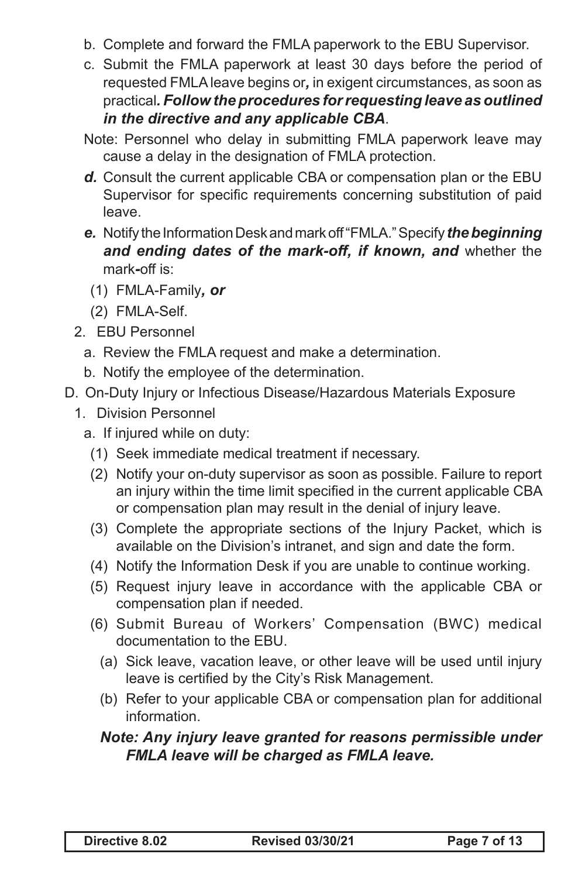b. Complete and forward the FMLA paperwork to the EBU Supervisor.

c. Submit the FMLA paperwork at least 30 days before the period of requested FMLA leave begins or***,*** in exigent circumstances, as soon as practical***. Follow the procedures for requesting leave as outlined in the directive and any applicable CBA***.

Note: Personnel who delay in submitting FMLA paperwork leave may cause a delay in the designation of FMLA protection.

***d.*** Consult the current applicable CBA or compensation plan or the EBU Supervisor for specific requirements concerning substitution of paid leave.

***e.*** Notify the Information Desk and mark off "FMLA." Specify ***the beginning and ending dates of the mark-off, if known, and*** whether the mark***-***off is:

(1) FMLA-Family***, or***

(2) FMLA-Self.

2. EBU Personnel

a. Review the FMLA request and make a determination.

b. Notify the employee of the determination.

D. On-Duty Injury or Infectious Disease/Hazardous Materials Exposure

1. Division Personnel

a. If injured while on duty:

(1) Seek immediate medical treatment if necessary.

(2) Notify your on-duty supervisor as soon as possible. Failure to report an injury within the time limit specified in the current applicable CBA or compensation plan may result in the denial of injury leave.

(3) Complete the appropriate sections of the Injury Packet, which is available on the Division's intranet, and sign and date the form.

(4) Notify the Information Desk if you are unable to continue working.

(5) Request injury leave in accordance with the applicable CBA or compensation plan if needed.

(6) Submit Bureau of Workers' Compensation (BWC) medical documentation to the EBU.

(a) Sick leave, vacation leave, or other leave will be used until injury leave is certified by the City's Risk Management.

(b) Refer to your applicable CBA or compensation plan for additional information.

***Note: Any injury leave granted for reasons permissible under FMLA leave will be charged as FMLA leave.***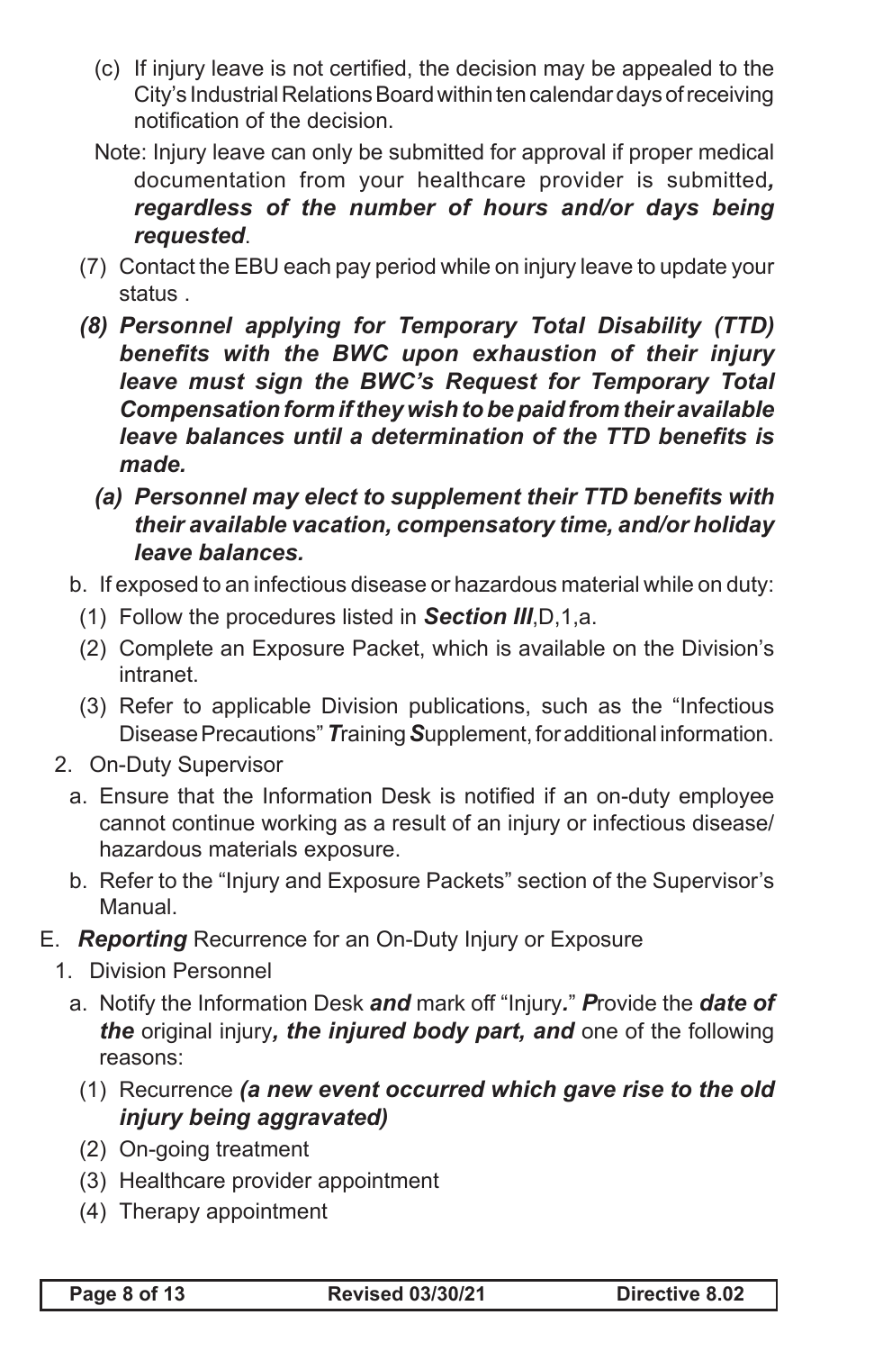(c) If injury leave is not certified, the decision may be appealed to the City's Industrial Relations Board within ten calendar days of receiving notification of the decision.

Note: Injury leave can only be submitted for approval if proper medical documentation from your healthcare provider is submitted***, regardless of the number of hours and/or days being requested***.

(7) Contact the EBU each pay period while on injury leave to update your status .

***(8) Personnel applying for Temporary Total Disability (TTD) benefits with the BWC upon exhaustion of their injury leave must sign the BWC's Request for Temporary Total Compensation form if they wish to be paid from their available leave balances until a determination of the TTD benefits is made.***

***(a) Personnel may elect to supplement their TTD benefits with their available vacation, compensatory time, and/or holiday leave balances.***

b. If exposed to an infectious disease or hazardous material while on duty:

(1) Follow the procedures listed in ***Section III***,D,1,a.

(2) Complete an Exposure Packet, which is available on the Division's intranet.

(3) Refer to applicable Division publications, such as the "Infectious Disease Precautions" ***T***raining ***S***upplement, for additional information.

2. On-Duty Supervisor

a. Ensure that the Information Desk is notified if an on-duty employee cannot continue working as a result of an injury or infectious disease/ hazardous materials exposure.

b. Refer to the "Injury and Exposure Packets" section of the Supervisor's Manual.

E. ***Reporting*** Recurrence for an On-Duty Injury or Exposure

1. Division Personnel

a. Notify the Information Desk ***and*** mark off "Injury***.***" ***P***rovide the ***date of the*** original injury***, the injured body part, and*** one of the following reasons:

(1) Recurrence ***(a new event occurred which gave rise to the old injury being aggravated)***

(2) On-going treatment

(3) Healthcare provider appointment

(4) Therapy appointment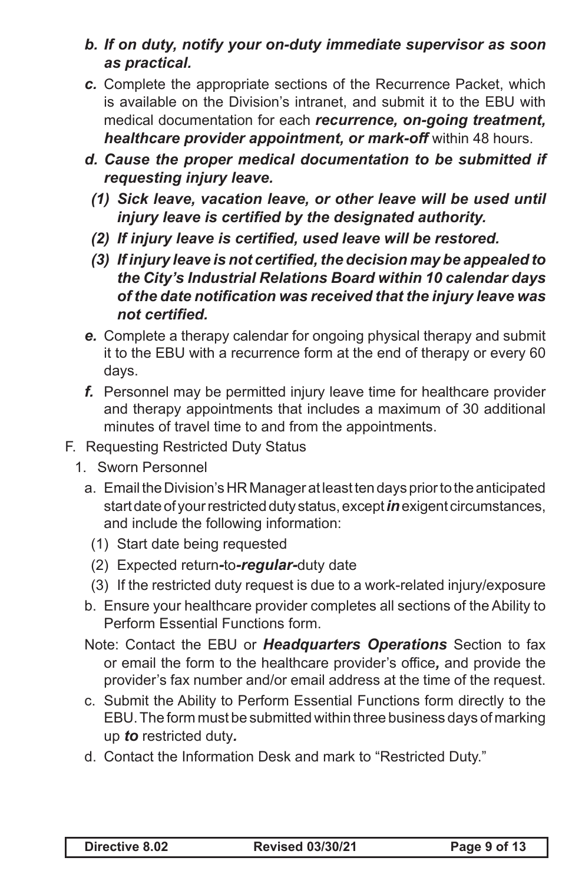*b. **If on duty, notify your on-duty immediate supervisor as soon as practical.***

*c.* Complete the appropriate sections of the Recurrence Packet, which is available on the Division's intranet, and submit it to the EBU with medical documentation for each ***recurrence, on-going treatment, healthcare provider appointment, or mark-off*** within 48 hours.

*d. **Cause the proper medical documentation to be submitted if requesting injury leave.***

   *(1) **Sick leave, vacation leave, or other leave will be used until injury leave is certified by the designated authority.***

   *(2) **If injury leave is certified, used leave will be restored.***

   *(3) **If injury leave is not certified, the decision may be appealed to the City's Industrial Relations Board within 10 calendar days of the date notification was received that the injury leave was not certified.***

*e.* Complete a therapy calendar for ongoing physical therapy and submit it to the EBU with a recurrence form at the end of therapy or every 60 days.

*f.* Personnel may be permitted injury leave time for healthcare provider and therapy appointments that includes a maximum of 30 additional minutes of travel time to and from the appointments.

F. Requesting Restricted Duty Status

1. Sworn Personnel

   a. Email the Division's HR Manager at least ten days prior to the anticipated start date of your restricted duty status, except ***in*** exigent circumstances, and include the following information:

      (1) Start date being requested

      (2) Expected return-to-***regular***-duty date

      (3) If the restricted duty request is due to a work-related injury/exposure

   b. Ensure your healthcare provider completes all sections of the Ability to Perform Essential Functions form.

   Note: Contact the EBU or ***Headquarters Operations*** Section to fax or email the form to the healthcare provider's office*,* and provide the provider's fax number and/or email address at the time of the request.

   c. Submit the Ability to Perform Essential Functions form directly to the EBU. The form must be submitted within three business days of marking up ***to*** restricted duty*.*

   d. Contact the Information Desk and mark to "Restricted Duty."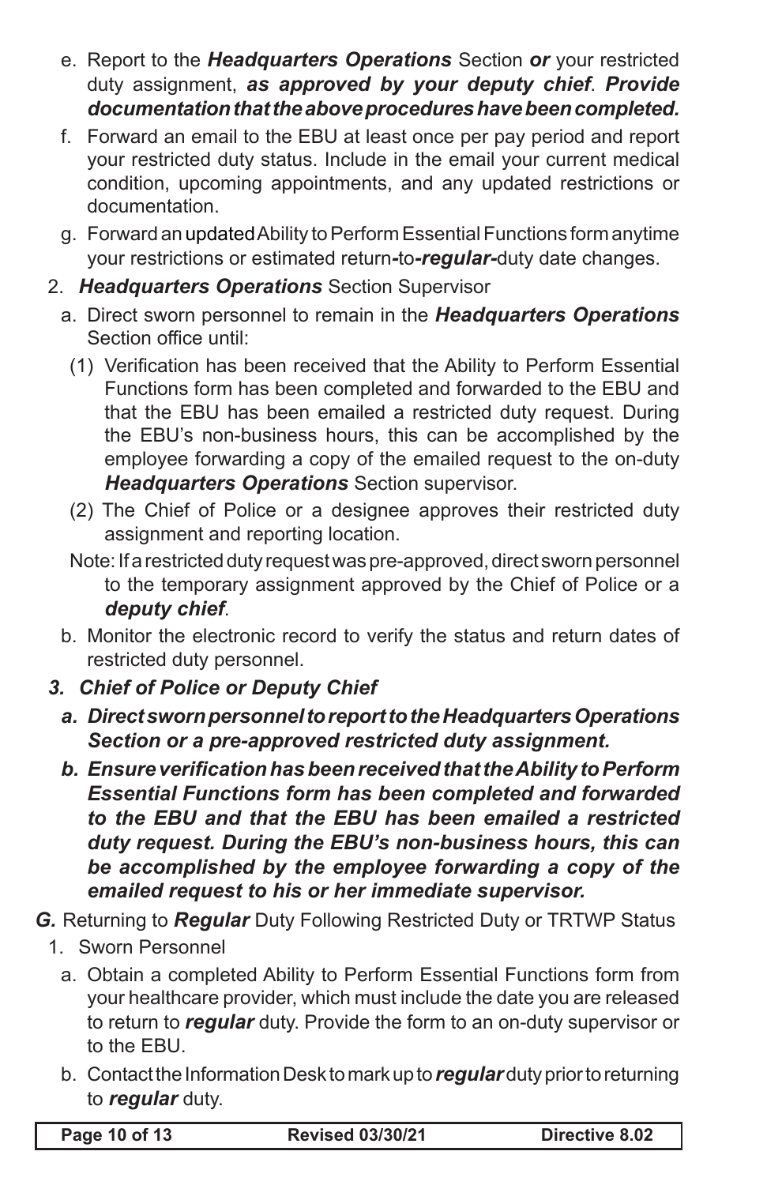e. Report to the ***Headquarters Operations*** Section ***or*** your restricted duty assignment, ***as approved by your deputy chief***. ***Provide documentation that the above procedures have been completed.***

f. Forward an email to the EBU at least once per pay period and report your restricted duty status. Include in the email your current medical condition, upcoming appointments, and any updated restrictions or documentation.

g. Forward an updated Ability to Perform Essential Functions form anytime your restrictions or estimated return-to-***regular***-duty date changes.

2. ***Headquarters Operations*** Section Supervisor

a. Direct sworn personnel to remain in the ***Headquarters Operations*** Section office until:

(1) Verification has been received that the Ability to Perform Essential Functions form has been completed and forwarded to the EBU and that the EBU has been emailed a restricted duty request. During the EBU's non-business hours, this can be accomplished by the employee forwarding a copy of the emailed request to the on-duty ***Headquarters Operations*** Section supervisor.

(2) The Chief of Police or a designee approves their restricted duty assignment and reporting location.

Note: If a restricted duty request was pre-approved, direct sworn personnel to the temporary assignment approved by the Chief of Police or a ***deputy chief***.

b. Monitor the electronic record to verify the status and return dates of restricted duty personnel.

***3. Chief of Police or Deputy Chief***

***a. Direct sworn personnel to report to the Headquarters Operations Section or a pre-approved restricted duty assignment.***

***b. Ensure verification has been received that the Ability to Perform Essential Functions form has been completed and forwarded to the EBU and that the EBU has been emailed a restricted duty request. During the EBU's non-business hours, this can be accomplished by the employee forwarding a copy of the emailed request to his or her immediate supervisor.***

***G.*** Returning to ***Regular*** Duty Following Restricted Duty or TRTWP Status

1. Sworn Personnel

a. Obtain a completed Ability to Perform Essential Functions form from your healthcare provider, which must include the date you are released to return to ***regular*** duty. Provide the form to an on-duty supervisor or to the EBU.

b. Contact the Information Desk to mark up to ***regular*** duty prior to returning to ***regular*** duty.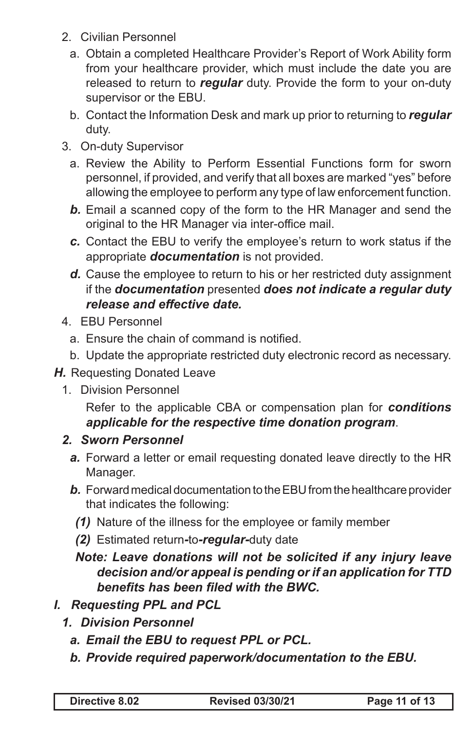2. Civilian Personnel

   a. Obtain a completed Healthcare Provider's Report of Work Ability form from your healthcare provider, which must include the date you are released to return to ***regular*** duty. Provide the form to your on-duty supervisor or the EBU.

   b. Contact the Information Desk and mark up prior to returning to ***regular*** duty.

3. On-duty Supervisor

   a. Review the Ability to Perform Essential Functions form for sworn personnel, if provided, and verify that all boxes are marked "yes" before allowing the employee to perform any type of law enforcement function.

   ***b.*** Email a scanned copy of the form to the HR Manager and send the original to the HR Manager via inter-office mail.

   ***c.*** Contact the EBU to verify the employee's return to work status if the appropriate ***documentation*** is not provided.

   ***d.*** Cause the employee to return to his or her restricted duty assignment if the ***documentation*** presented ***does not indicate a regular duty release and effective date.***

4. EBU Personnel

   a. Ensure the chain of command is notified.

   b. Update the appropriate restricted duty electronic record as necessary.

***H.*** Requesting Donated Leave

1. Division Personnel

   Refer to the applicable CBA or compensation plan for ***conditions applicable for the respective time donation program***.

***2. Sworn Personnel***

   ***a.*** Forward a letter or email requesting donated leave directly to the HR Manager.

   ***b.*** Forward medical documentation to the EBU from the healthcare provider that indicates the following:

   ***(1)*** Nature of the illness for the employee or family member

   ***(2)*** Estimated return-to-***regular***-duty date

   ***Note: Leave donations will not be solicited if any injury leave decision and/or appeal is pending or if an application for TTD benefits has been filed with the BWC.***

***I. Requesting PPL and PCL***

***1. Division Personnel***

   ***a. Email the EBU to request PPL or PCL.***

   ***b. Provide required paperwork/documentation to the EBU.***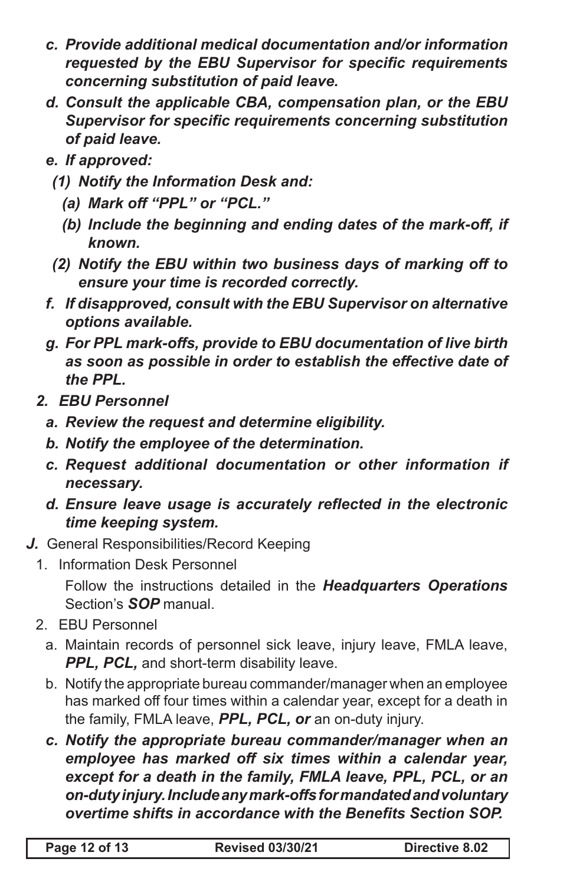c. ***Provide additional medical documentation and/or information requested by the EBU Supervisor for specific requirements concerning substitution of paid leave.***

d. ***Consult the applicable CBA, compensation plan, or the EBU Supervisor for specific requirements concerning substitution of paid leave.***

e. ***If approved:***

   (1) ***Notify the Information Desk and:***

      (a) ***Mark off "PPL" or "PCL."***

      (b) ***Include the beginning and ending dates of the mark-off, if known.***

   (2) ***Notify the EBU within two business days of marking off to ensure your time is recorded correctly.***

f. ***If disapproved, consult with the EBU Supervisor on alternative options available.***

g. ***For PPL mark-offs, provide to EBU documentation of live birth as soon as possible in order to establish the effective date of the PPL.***

2. ***EBU Personnel***

   a. ***Review the request and determine eligibility.***

   b. ***Notify the employee of the determination.***

   c. ***Request additional documentation or other information if necessary.***

   d. ***Ensure leave usage is accurately reflected in the electronic time keeping system.***

***J.*** General Responsibilities/Record Keeping

1. Information Desk Personnel

   Follow the instructions detailed in the ***Headquarters Operations*** Section's ***SOP*** manual.

2. EBU Personnel

   a. Maintain records of personnel sick leave, injury leave, FMLA leave, ***PPL, PCL,*** and short-term disability leave.

   b. Notify the appropriate bureau commander/manager when an employee has marked off four times within a calendar year, except for a death in the family, FMLA leave, ***PPL, PCL, or*** an on-duty injury.

   c. ***Notify the appropriate bureau commander/manager when an employee has marked off six times within a calendar year, except for a death in the family, FMLA leave, PPL, PCL, or an on-duty injury. Include any mark-offs for mandated and voluntary overtime shifts in accordance with the Benefits Section SOP.***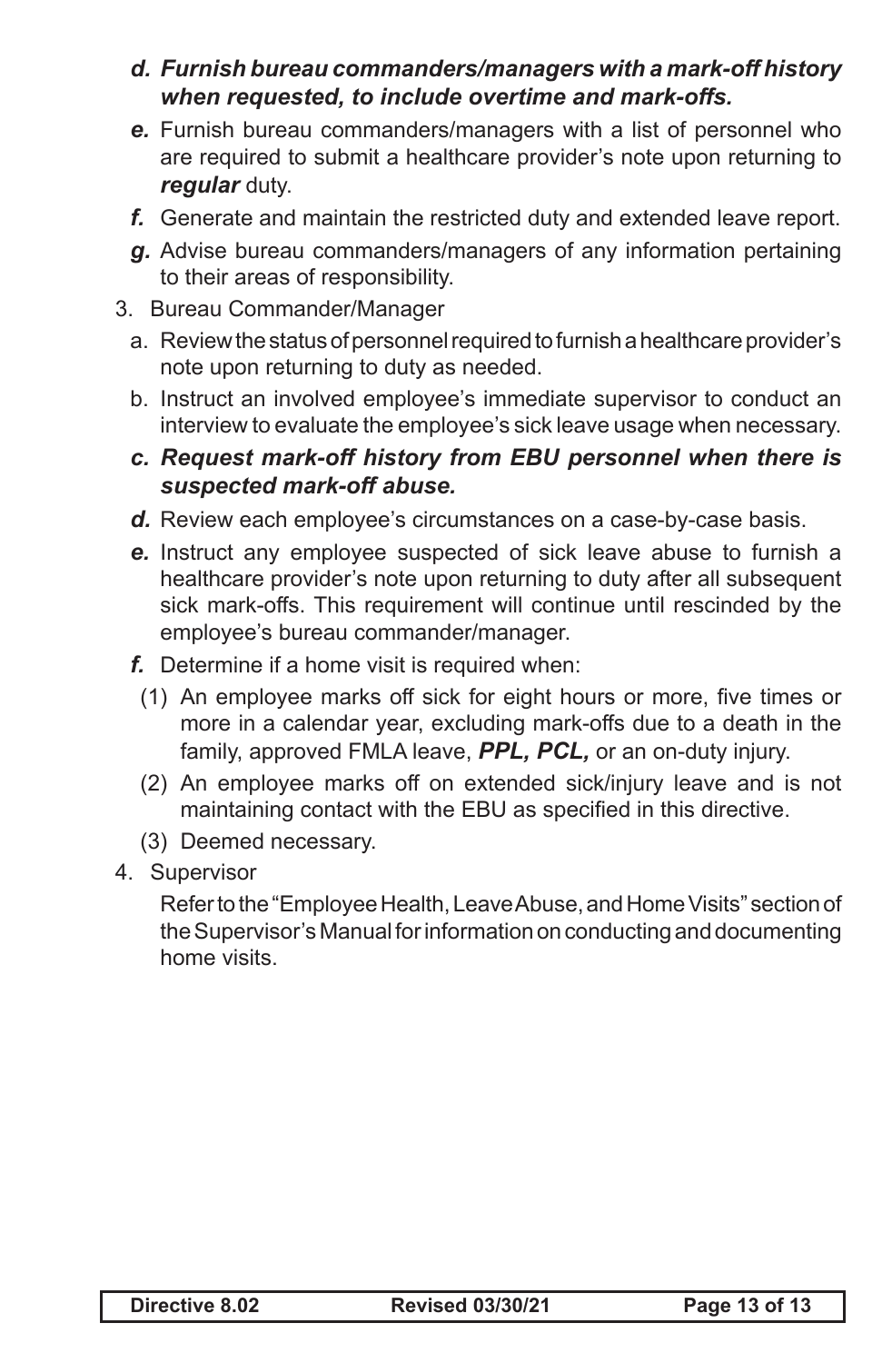*d.* ***Furnish bureau commanders/managers with a mark-off history when requested, to include overtime and mark-offs.***

*e.* Furnish bureau commanders/managers with a list of personnel who are required to submit a healthcare provider's note upon returning to ***regular*** duty.

*f.* Generate and maintain the restricted duty and extended leave report.

*g.* Advise bureau commanders/managers of any information pertaining to their areas of responsibility.

3. Bureau Commander/Manager

   a. Review the status of personnel required to furnish a healthcare provider's note upon returning to duty as needed.

   b. Instruct an involved employee's immediate supervisor to conduct an interview to evaluate the employee's sick leave usage when necessary.

   *c.* ***Request mark-off history from EBU personnel when there is suspected mark-off abuse.***

   *d.* Review each employee's circumstances on a case-by-case basis.

   *e.* Instruct any employee suspected of sick leave abuse to furnish a healthcare provider's note upon returning to duty after all subsequent sick mark-offs. This requirement will continue until rescinded by the employee's bureau commander/manager.

   *f.* Determine if a home visit is required when:

   (1) An employee marks off sick for eight hours or more, five times or more in a calendar year, excluding mark-offs due to a death in the family, approved FMLA leave, ***PPL, PCL,*** or an on-duty injury.

   (2) An employee marks off on extended sick/injury leave and is not maintaining contact with the EBU as specified in this directive.

   (3) Deemed necessary.

4. Supervisor

   Refer to the "Employee Health, Leave Abuse, and Home Visits" section of the Supervisor's Manual for information on conducting and documenting home visits.